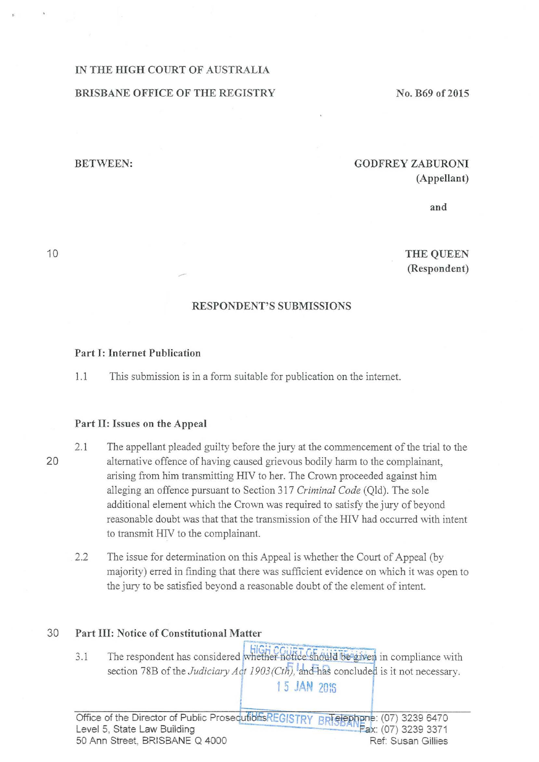IN THE HIGH COURT OF AUSTRALIA

BRISBANE OFFICE OF THE REGISTRY

No. B69 of 2015

BETWEEN:

GODFREY ZABURONI
(Appellant)

and

THE QUEEN
(Respondent)

# RESPONDENT'S SUBMISSIONS

## Part I: Internet Publication

1.1 This submission is in a form suitable for publication on the internet.

## Part II: Issues on the Appeal

2.1 The appellant pleaded guilty before the jury at the commencement of the trial to the alternative offence of having caused grievous bodily harm to the complainant, arising from him transmitting HIV to her. The Crown proceeded against him alleging an offence pursuant to Section 317 *Criminal Code* (Qld). The sole additional element which the Crown was required to satisfy the jury of beyond reasonable doubt was that that the transmission of the HIV had occurred with intent to transmit HIV to the complainant.

2.2 The issue for determination on this Appeal is whether the Court of Appeal (by majority) erred in finding that there was sufficient evidence on which it was open to the jury to be satisfied beyond a reasonable doubt of the element of intent.

## Part III: Notice of Constitutional Matter

3.1 The respondent has considered whether notice should be given in compliance with section 78B of the *Judiciary Act 1903(Cth)*, and has concluded is it not necessary.

Office of the Director of Public Prosecutions
Level 5, State Law Building
50 Ann Street, BRISBANE Q 4000

Telephone: (07) 3239 6470
Fax: (07) 3239 3371
Ref: Susan Gillies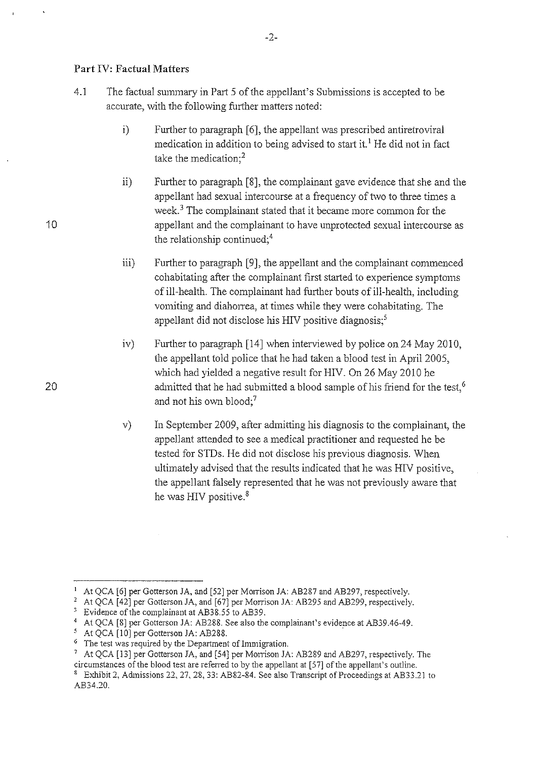### Part IV: Factual Matters

4.1 The factual summary in Part 5 of the appellant's Submissions is accepted to be accurate, with the following further matters noted:

i) Further to paragraph [6], the appellant was prescribed antiretroviral medication in addition to being advised to start it.[1] He did not in fact take the medication;[2]

ii) Further to paragraph [8], the complainant gave evidence that she and the appellant had sexual intercourse at a frequency of two to three times a week.[3] The complainant stated that it became more common for the appellant and the complainant to have unprotected sexual intercourse as the relationship continued;[4]

iii) Further to paragraph [9], the appellant and the complainant commenced cohabitating after the complainant first started to experience symptoms of ill-health. The complainant had further bouts of ill-health, including vomiting and diahorrea, at times while they were cohabitating. The appellant did not disclose his HIV positive diagnosis;[5]

iv) Further to paragraph [14] when interviewed by police on 24 May 2010, the appellant told police that he had taken a blood test in April 2005, which had yielded a negative result for HIV. On 26 May 2010 he admitted that he had submitted a blood sample of his friend for the test,[6] and not his own blood;[7]

v) In September 2009, after admitting his diagnosis to the complainant, the appellant attended to see a medical practitioner and requested he be tested for STDs. He did not disclose his previous diagnosis. When ultimately advised that the results indicated that he was HIV positive, the appellant falsely represented that he was not previously aware that he was HIV positive.[8]

---

[1] At QCA [6] per Gotterson JA, and [52] per Morrison JA: AB287 and AB297, respectively.

[2] At QCA [42] per Gotterson JA, and [67] per Morrison JA: AB295 and AB299, respectively.

[3] Evidence of the complainant at AB38.55 to AB39.

[4] At QCA [8] per Gotterson JA: AB288. See also the complainant's evidence at AB39.46-49.

[5] At QCA [10] per Gotterson JA: AB288.

[6] The test was required by the Department of Immigration.

[7] At QCA [13] per Gotterson JA, and [54] per Morrison JA: AB289 and AB297, respectively. The circumstances of the blood test are referred to by the appellant at [57] of the appellant's outline.

[8] Exhibit 2, Admissions 22, 27, 28, 33: AB82-84. See also Transcript of Proceedings at AB33.21 to AB34.20.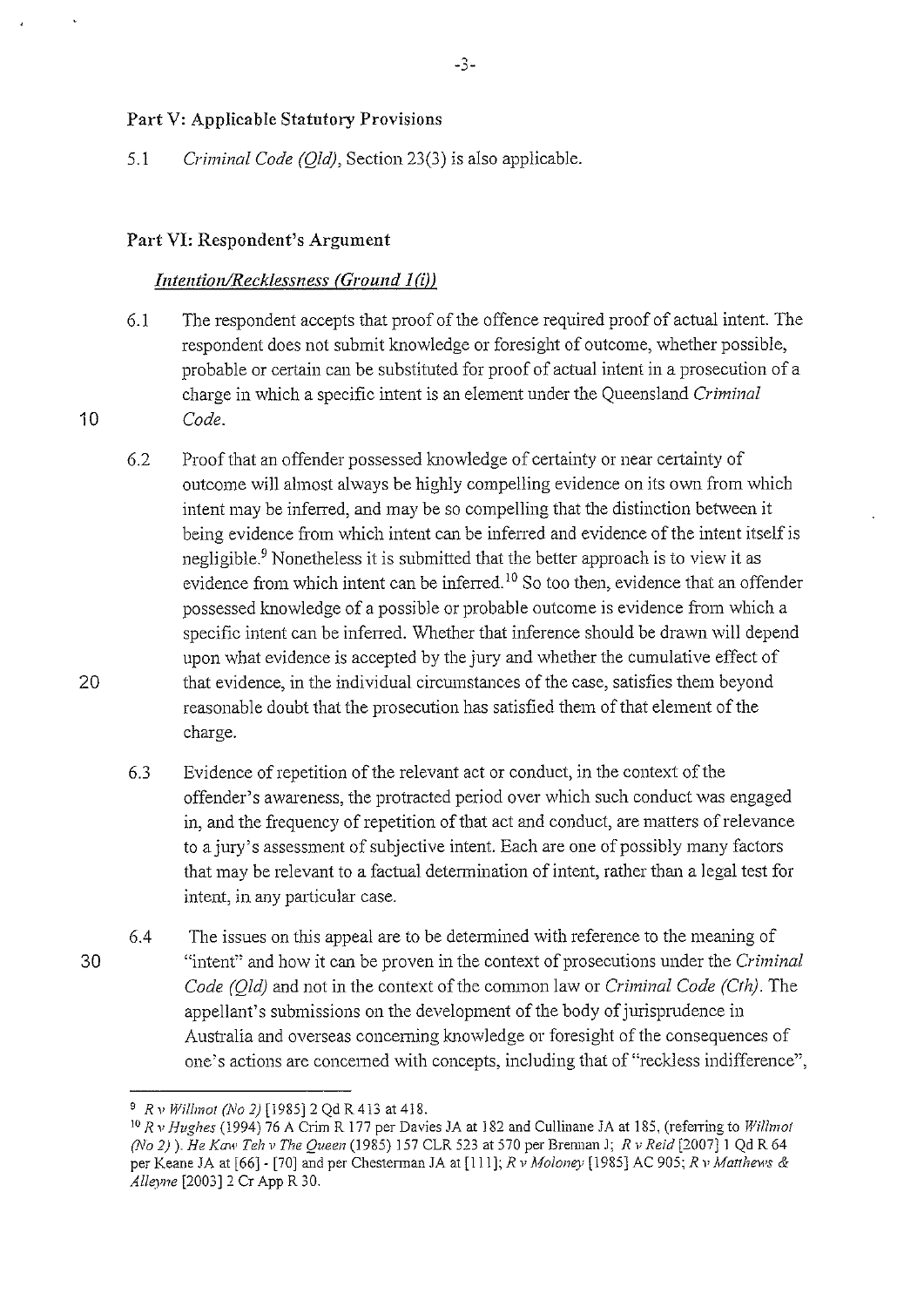## Part V: Applicable Statutory Provisions

5.1 *Criminal Code (Qld)*, Section 23(3) is also applicable.

## Part VI: Respondent's Argument

### *Intention/Recklessness (Ground 1(i))*

6.1 The respondent accepts that proof of the offence required proof of actual intent. The respondent does not submit knowledge or foresight of outcome, whether possible, probable or certain can be substituted for proof of actual intent in a prosecution of a charge in which a specific intent is an element under the Queensland *Criminal Code*.

6.2 Proof that an offender possessed knowledge of certainty or near certainty of outcome will almost always be highly compelling evidence on its own from which intent may be inferred, and may be so compelling that the distinction between it being evidence from which intent can be inferred and evidence of the intent itself is negligible.[9] Nonetheless it is submitted that the better approach is to view it as evidence from which intent can be inferred.[10] So too then, evidence that an offender possessed knowledge of a possible or probable outcome is evidence from which a specific intent can be inferred. Whether that inference should be drawn will depend upon what evidence is accepted by the jury and whether the cumulative effect of that evidence, in the individual circumstances of the case, satisfies them beyond reasonable doubt that the prosecution has satisfied them of that element of the charge.

6.3 Evidence of repetition of the relevant act or conduct, in the context of the offender's awareness, the protracted period over which such conduct was engaged in, and the frequency of repetition of that act and conduct, are matters of relevance to a jury's assessment of subjective intent. Each are one of possibly many factors that may be relevant to a factual determination of intent, rather than a legal test for intent, in any particular case.

6.4 The issues on this appeal are to be determined with reference to the meaning of "intent" and how it can be proven in the context of prosecutions under the *Criminal Code (Qld)* and not in the context of the common law or *Criminal Code (Cth)*. The appellant's submissions on the development of the body of jurisprudence in Australia and overseas concerning knowledge or foresight of the consequences of one's actions are concerned with concepts, including that of "reckless indifference",

---

[9] *R v Willmot (No 2)* [1985] 2 Qd R 413 at 418.

[10] *R v Hughes* (1994) 76 A Crim R 177 per Davies JA at 182 and Cullinane JA at 185, (referring to *Willmot (No 2)* ). *He Kaw Teh v The Queen* (1985) 157 CLR 523 at 570 per Brennan J; *R v Reid* [2007] 1 Qd R 64 per Keane JA at [66] - [70] and per Chesterman JA at [111]; *R v Moloney* [1985] AC 905; *R v Matthews & Alleyne* [2003] 2 Cr App R 30.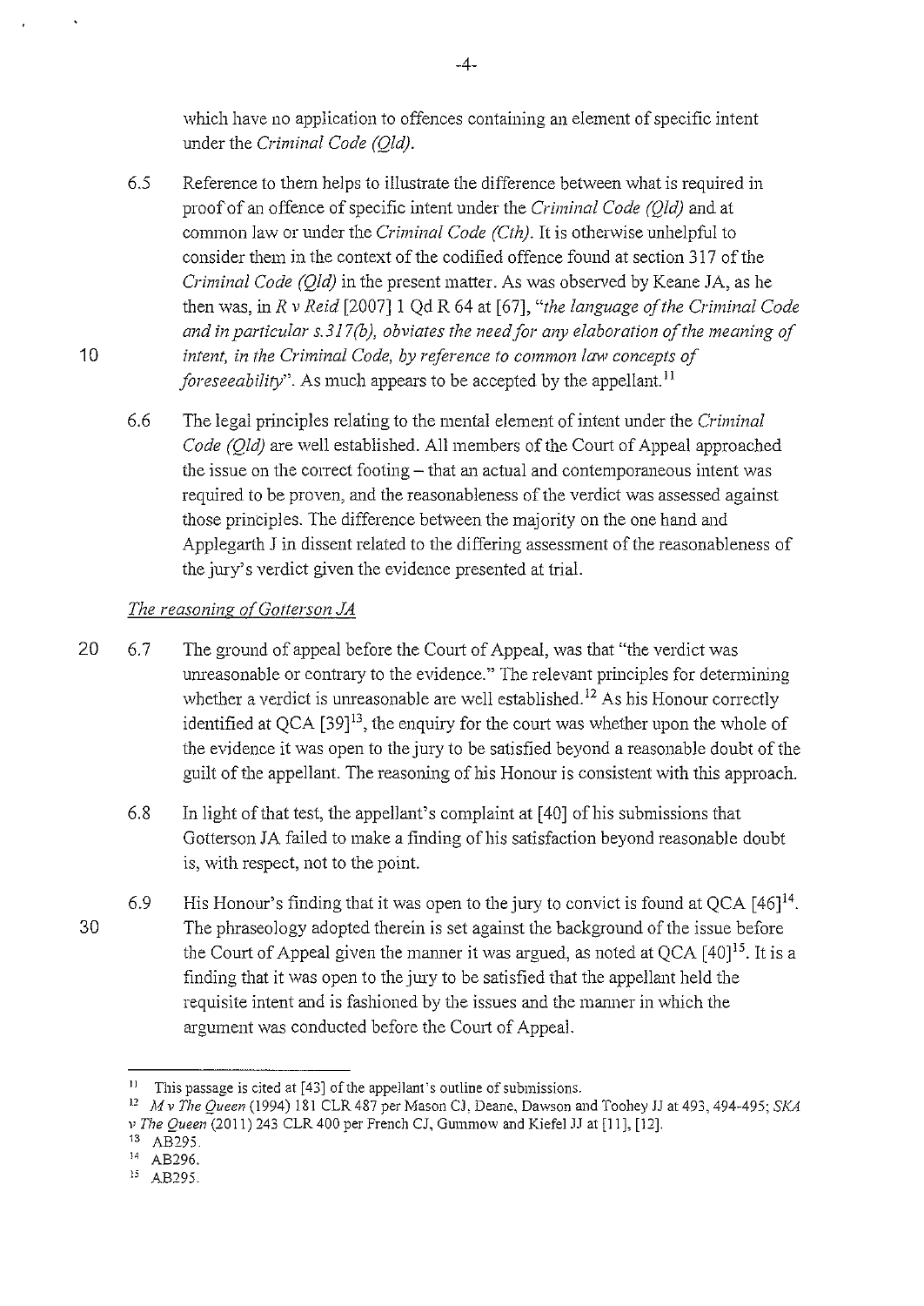which have no application to offences containing an element of specific intent under the *Criminal Code (Qld)*.

6.5 Reference to them helps to illustrate the difference between what is required in proof of an offence of specific intent under the *Criminal Code (Qld)* and at common law or under the *Criminal Code (Cth)*. It is otherwise unhelpful to consider them in the context of the codified offence found at section 317 of the *Criminal Code (Qld)* in the present matter. As was observed by Keane JA, as he then was, in *R v Reid* [2007] 1 Qd R 64 at [67], "*the language of the Criminal Code and in particular s.317(b), obviates the need for any elaboration of the meaning of intent, in the Criminal Code, by reference to common law concepts of foreseeability*". As much appears to be accepted by the appellant.[11]

6.6 The legal principles relating to the mental element of intent under the *Criminal Code (Qld)* are well established. All members of the Court of Appeal approached the issue on the correct footing – that an actual and contemporaneous intent was required to be proven, and the reasonableness of the verdict was assessed against those principles. The difference between the majority on the one hand and Applegarth J in dissent related to the differing assessment of the reasonableness of the jury's verdict given the evidence presented at trial.

*The reasoning of Gotterson JA*

6.7 The ground of appeal before the Court of Appeal, was that "the verdict was unreasonable or contrary to the evidence." The relevant principles for determining whether a verdict is unreasonable are well established.[12] As his Honour correctly identified at QCA [39][13], the enquiry for the court was whether upon the whole of the evidence it was open to the jury to be satisfied beyond a reasonable doubt of the guilt of the appellant. The reasoning of his Honour is consistent with this approach.

6.8 In light of that test, the appellant's complaint at [40] of his submissions that Gotterson JA failed to make a finding of his satisfaction beyond reasonable doubt is, with respect, not to the point.

6.9 His Honour's finding that it was open to the jury to convict is found at QCA [46][14]. The phraseology adopted therein is set against the background of the issue before the Court of Appeal given the manner it was argued, as noted at QCA [40][15]. It is a finding that it was open to the jury to be satisfied that the appellant held the requisite intent and is fashioned by the issues and the manner in which the argument was conducted before the Court of Appeal.

---

[11] This passage is cited at [43] of the appellant's outline of submissions.

[12] *M v The Queen* (1994) 181 CLR 487 per Mason CJ, Deane, Dawson and Toohey JJ at 493, 494-495; *SKA v The Queen* (2011) 243 CLR 400 per French CJ, Gummow and Kiefel JJ at [11], [12].

[13] AB295.

[14] AB296.

[15] AB295.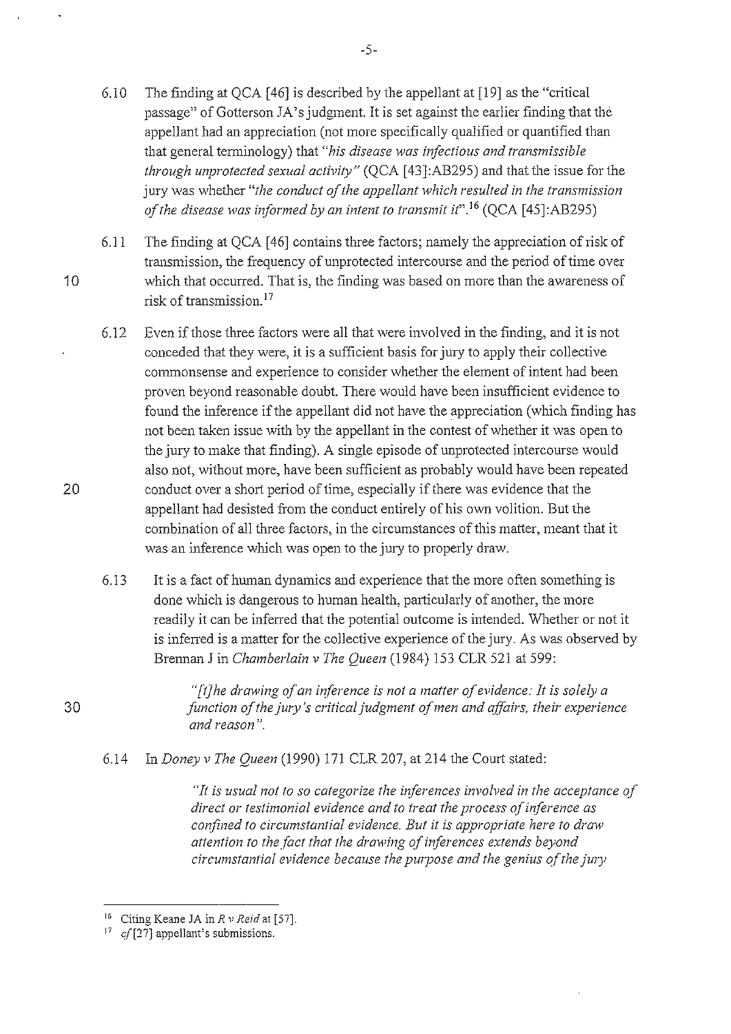6.10 The finding at QCA [46] is described by the appellant at [19] as the "critical passage" of Gotterson JA's judgment. It is set against the earlier finding that the appellant had an appreciation (not more specifically qualified or quantified than that general terminology) that *"his disease was infectious and transmissible through unprotected sexual activity"* (QCA [43]:AB295) and that the issue for the jury was whether *"the conduct of the appellant which resulted in the transmission of the disease was informed by an intent to transmit it"*.[16] (QCA [45]:AB295)

6.11 The finding at QCA [46] contains three factors; namely the appreciation of risk of transmission, the frequency of unprotected intercourse and the period of time over which that occurred. That is, the finding was based on more than the awareness of risk of transmission.[17]

6.12 Even if those three factors were all that were involved in the finding, and it is not conceded that they were, it is a sufficient basis for jury to apply their collective commonsense and experience to consider whether the element of intent had been proven beyond reasonable doubt. There would have been insufficient evidence to found the inference if the appellant did not have the appreciation (which finding has not been taken issue with by the appellant in the contest of whether it was open to the jury to make that finding). A single episode of unprotected intercourse would also not, without more, have been sufficient as probably would have been repeated conduct over a short period of time, especially if there was evidence that the appellant had desisted from the conduct entirely of his own volition. But the combination of all three factors, in the circumstances of this matter, meant that it was an inference which was open to the jury to properly draw.

6.13 It is a fact of human dynamics and experience that the more often something is done which is dangerous to human health, particularly of another, the more readily it can be inferred that the potential outcome is intended. Whether or not it is inferred is a matter for the collective experience of the jury. As was observed by Brennan J in *Chamberlain v The Queen* (1984) 153 CLR 521 at 599:

> *"[t]he drawing of an inference is not a matter of evidence: It is solely a function of the jury's critical judgment of men and affairs, their experience and reason".*

6.14 In *Doney v The Queen* (1990) 171 CLR 207, at 214 the Court stated:

> *"It is usual not to so categorize the inferences involved in the acceptance of direct or testimonial evidence and to treat the process of inference as confined to circumstantial evidence. But it is appropriate here to draw attention to the fact that the drawing of inferences extends beyond circumstantial evidence because the purpose and the genius of the jury*

---

[16] Citing Keane JA in *R v Reid* at [57].

[17] *cf* [27] appellant's submissions.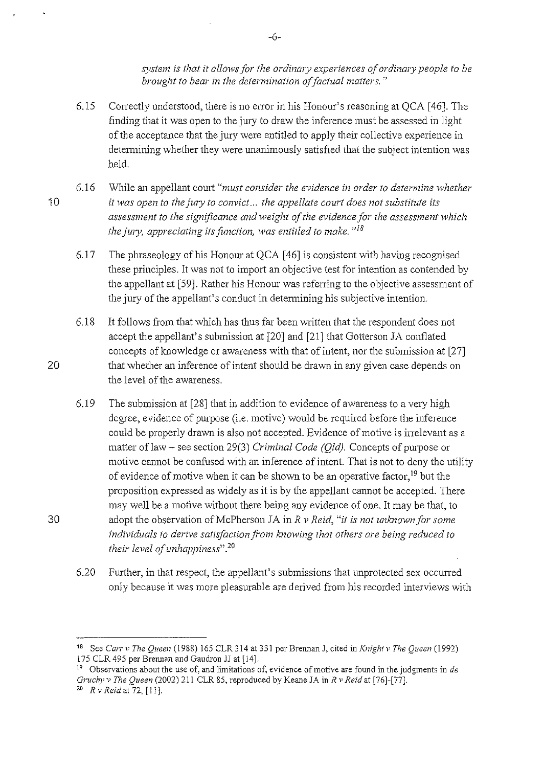*system is that it allows for the ordinary experiences of ordinary people to be brought to bear in the determination of factual matters."*

6.15 Correctly understood, there is no error in his Honour's reasoning at QCA [46]. The finding that it was open to the jury to draw the inference must be assessed in light of the acceptance that the jury were entitled to apply their collective experience in determining whether they were unanimously satisfied that the subject intention was held.

6.16 While an appellant court *"must consider the evidence in order to determine whether it was open to the jury to convict... the appellate court does not substitute its assessment to the significance and weight of the evidence for the assessment which the jury, appreciating its function, was entitled to make."*[18]

6.17 The phraseology of his Honour at QCA [46] is consistent with having recognised these principles. It was not to import an objective test for intention as contended by the appellant at [59]. Rather his Honour was referring to the objective assessment of the jury of the appellant's conduct in determining his subjective intention.

6.18 It follows from that which has thus far been written that the respondent does not accept the appellant's submission at [20] and [21] that Gotterson JA conflated concepts of knowledge or awareness with that of intent, nor the submission at [27] that whether an inference of intent should be drawn in any given case depends on the level of the awareness.

6.19 The submission at [28] that in addition to evidence of awareness to a very high degree, evidence of purpose (i.e. motive) would be required before the inference could be properly drawn is also not accepted. Evidence of motive is irrelevant as a matter of law – see section 29(3) *Criminal Code (Qld).* Concepts of purpose or motive cannot be confused with an inference of intent. That is not to deny the utility of evidence of motive when it can be shown to be an operative factor,[19] but the proposition expressed as widely as it is by the appellant cannot be accepted. There may well be a motive without there being any evidence of one. It may be that, to adopt the observation of McPherson JA in *R v Reid*, *"it is not unknown for some individuals to derive satisfaction from knowing that others are being reduced to their level of unhappiness"*.[20]

6.20 Further, in that respect, the appellant's submissions that unprotected sex occurred only because it was more pleasurable are derived from his recorded interviews with

---

[18] See *Carr v The Queen* (1988) 165 CLR 314 at 331 per Brennan J, cited in *Knight v The Queen* (1992) 175 CLR 495 per Brennan and Gaudron JJ at [14].

[19] Observations about the use of, and limitations of, evidence of motive are found in the judgments in *de Gruchy v The Queen* (2002) 211 CLR 85, reproduced by Keane JA in *R v Reid* at [76]-[77].

[20] *R v Reid* at 72, [11].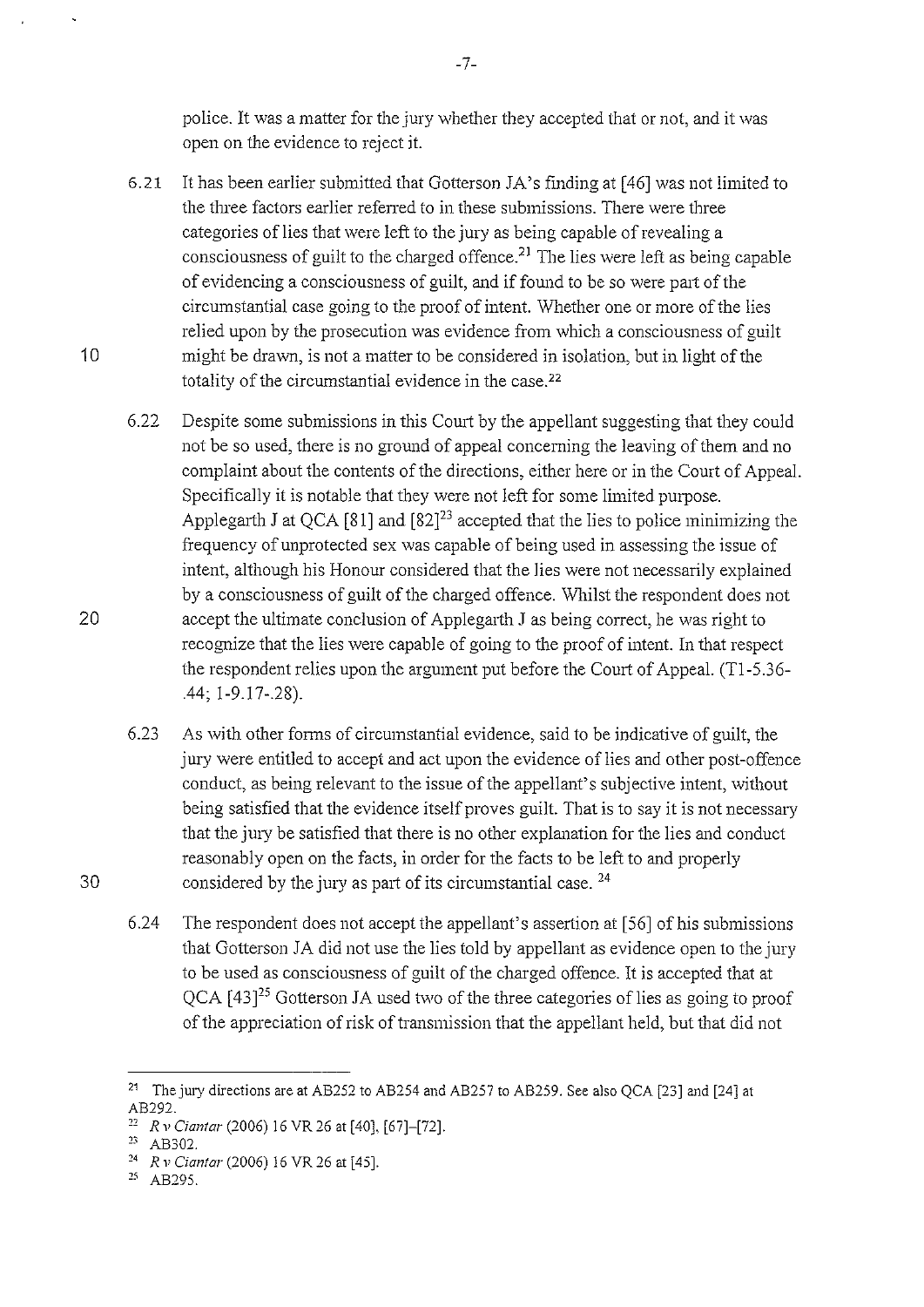police. It was a matter for the jury whether they accepted that or not, and it was open on the evidence to reject it.

6.21 It has been earlier submitted that Gotterson JA's finding at [46] was not limited to the three factors earlier referred to in these submissions. There were three categories of lies that were left to the jury as being capable of revealing a consciousness of guilt to the charged offence.[21] The lies were left as being capable of evidencing a consciousness of guilt, and if found to be so were part of the circumstantial case going to the proof of intent. Whether one or more of the lies relied upon by the prosecution was evidence from which a consciousness of guilt might be drawn, is not a matter to be considered in isolation, but in light of the totality of the circumstantial evidence in the case.[22]

6.22 Despite some submissions in this Court by the appellant suggesting that they could not be so used, there is no ground of appeal concerning the leaving of them and no complaint about the contents of the directions, either here or in the Court of Appeal. Specifically it is notable that they were not left for some limited purpose. Applegarth J at QCA [81] and [82][23] accepted that the lies to police minimizing the frequency of unprotected sex was capable of being used in assessing the issue of intent, although his Honour considered that the lies were not necessarily explained by a consciousness of guilt of the charged offence. Whilst the respondent does not accept the ultimate conclusion of Applegarth J as being correct, he was right to recognize that the lies were capable of going to the proof of intent. In that respect the respondent relies upon the argument put before the Court of Appeal. (T1-5.36-.44; 1-9.17-.28).

6.23 As with other forms of circumstantial evidence, said to be indicative of guilt, the jury were entitled to accept and act upon the evidence of lies and other post-offence conduct, as being relevant to the issue of the appellant's subjective intent, without being satisfied that the evidence itself proves guilt. That is to say it is not necessary that the jury be satisfied that there is no other explanation for the lies and conduct reasonably open on the facts, in order for the facts to be left to and properly considered by the jury as part of its circumstantial case.[24]

6.24 The respondent does not accept the appellant's assertion at [56] of his submissions that Gotterson JA did not use the lies told by appellant as evidence open to the jury to be used as consciousness of guilt of the charged offence. It is accepted that at QCA [43][25] Gotterson JA used two of the three categories of lies as going to proof of the appreciation of risk of transmission that the appellant held, but that did not

---

[21] The jury directions are at AB252 to AB254 and AB257 to AB259. See also QCA [23] and [24] at AB292.

[22] *R v Ciantar* (2006) 16 VR 26 at [40], [67]–[72].

[23] AB302.

[24] *R v Ciantar* (2006) 16 VR 26 at [45].

[25] AB295.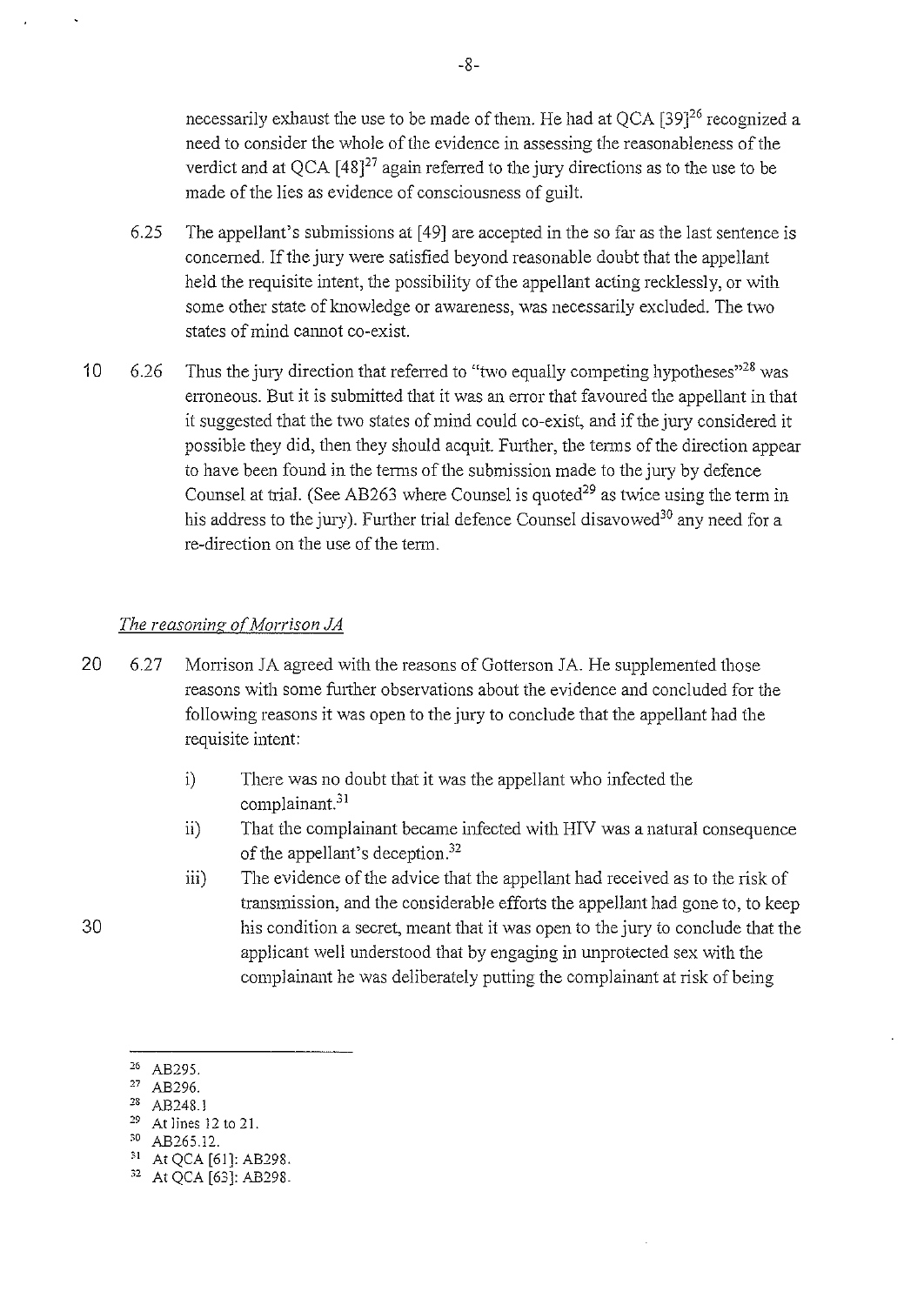necessarily exhaust the use to be made of them. He had at QCA [39][26] recognized a need to consider the whole of the evidence in assessing the reasonableness of the verdict and at QCA [48][27] again referred to the jury directions as to the use to be made of the lies as evidence of consciousness of guilt.

6.25 The appellant's submissions at [49] are accepted in the so far as the last sentence is concerned. If the jury were satisfied beyond reasonable doubt that the appellant held the requisite intent, the possibility of the appellant acting recklessly, or with some other state of knowledge or awareness, was necessarily excluded. The two states of mind cannot co-exist.

6.26 Thus the jury direction that referred to "two equally competing hypotheses"[28] was erroneous. But it is submitted that it was an error that favoured the appellant in that it suggested that the two states of mind could co-exist, and if the jury considered it possible they did, then they should acquit. Further, the terms of the direction appear to have been found in the terms of the submission made to the jury by defence Counsel at trial. (See AB263 where Counsel is quoted[29] as twice using the term in his address to the jury). Further trial defence Counsel disavowed[30] any need for a re-direction on the use of the term.

*The reasoning of Morrison JA*

6.27 Morrison JA agreed with the reasons of Gotterson JA. He supplemented those reasons with some further observations about the evidence and concluded for the following reasons it was open to the jury to conclude that the appellant had the requisite intent:

i) There was no doubt that it was the appellant who infected the complainant.[31]

ii) That the complainant became infected with HIV was a natural consequence of the appellant's deception.[32]

iii) The evidence of the advice that the appellant had received as to the risk of transmission, and the considerable efforts the appellant had gone to, to keep his condition a secret, meant that it was open to the jury to conclude that the applicant well understood that by engaging in unprotected sex with the complainant he was deliberately putting the complainant at risk of being

---

[26] AB295.
[27] AB296.
[28] AB248.1
[29] At lines 12 to 21.
[30] AB265.12.
[31] At QCA [61]: AB298.
[32] At QCA [63]: AB298.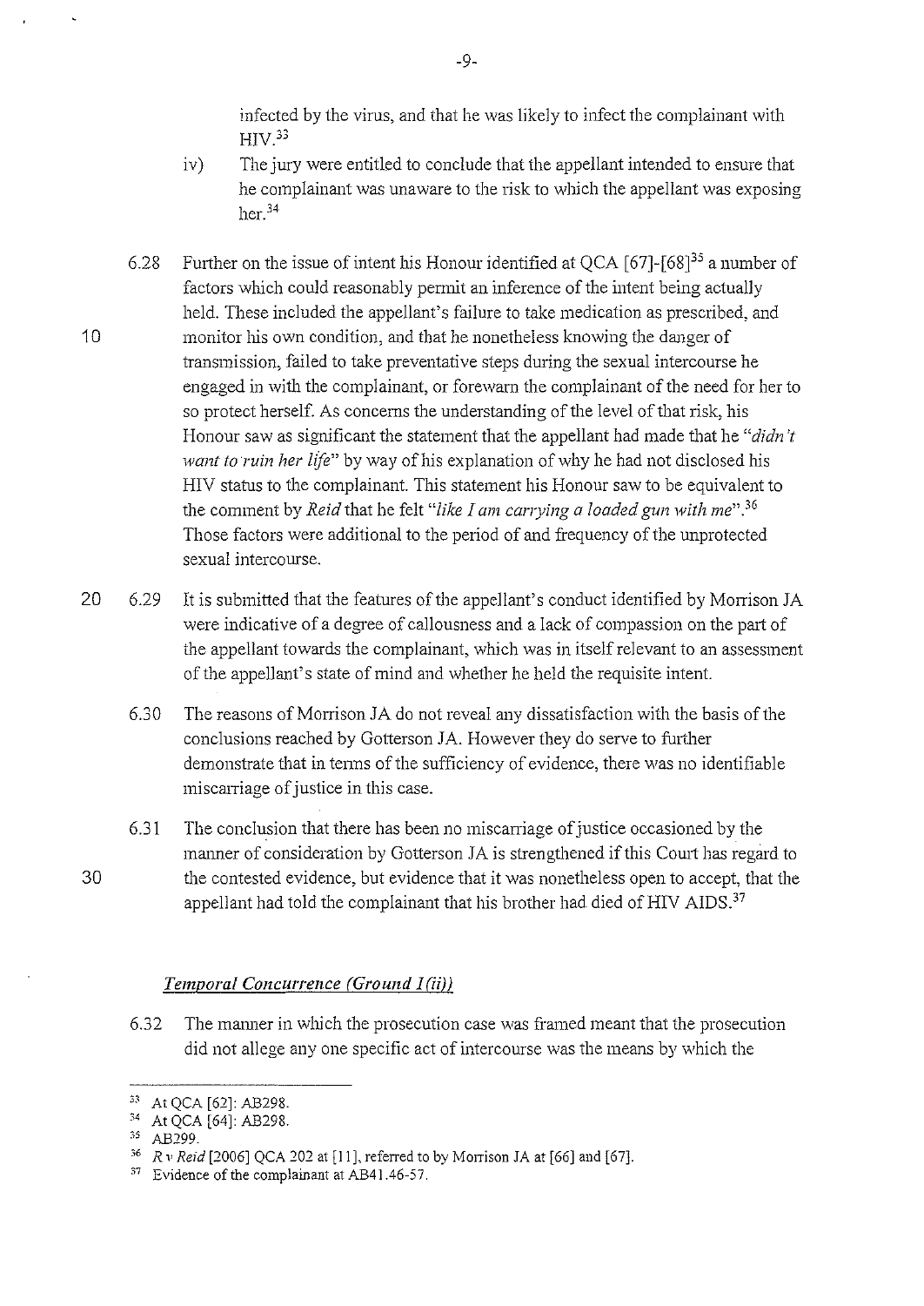infected by the virus, and that he was likely to infect the complainant with HIV.[33]

iv) The jury were entitled to conclude that the appellant intended to ensure that he complainant was unaware to the risk to which the appellant was exposing her.[34]

6.28 Further on the issue of intent his Honour identified at QCA [67]-[68][35] a number of factors which could reasonably permit an inference of the intent being actually held. These included the appellant's failure to take medication as prescribed, and monitor his own condition, and that he nonetheless knowing the danger of transmission, failed to take preventative steps during the sexual intercourse he engaged in with the complainant, or forewarn the complainant of the need for her to so protect herself. As concerns the understanding of the level of that risk, his Honour saw as significant the statement that the appellant had made that he *"didn't want to ruin her life"* by way of his explanation of why he had not disclosed his HIV status to the complainant. This statement his Honour saw to be equivalent to the comment by *Reid* that he felt *"like I am carrying a loaded gun with me"*.[36] Those factors were additional to the period of and frequency of the unprotected sexual intercourse.

6.29 It is submitted that the features of the appellant's conduct identified by Morrison JA were indicative of a degree of callousness and a lack of compassion on the part of the appellant towards the complainant, which was in itself relevant to an assessment of the appellant's state of mind and whether he held the requisite intent.

6.30 The reasons of Morrison JA do not reveal any dissatisfaction with the basis of the conclusions reached by Gotterson JA. However they do serve to further demonstrate that in terms of the sufficiency of evidence, there was no identifiable miscarriage of justice in this case.

6.31 The conclusion that there has been no miscarriage of justice occasioned by the manner of consideration by Gotterson JA is strengthened if this Court has regard to the contested evidence, but evidence that it was nonetheless open to accept, that the appellant had told the complainant that his brother had died of HIV AIDS.[37]

### *Temporal Concurrence (Ground 1(ii))*

6.32 The manner in which the prosecution case was framed meant that the prosecution did not allege any one specific act of intercourse was the means by which the

---

[33] At QCA [62]: AB298.

[34] At QCA [64]: AB298.

[35] AB299.

[36] *R v Reid* [2006] QCA 202 at [11], referred to by Morrison JA at [66] and [67].

[37] Evidence of the complainant at AB41.46-57.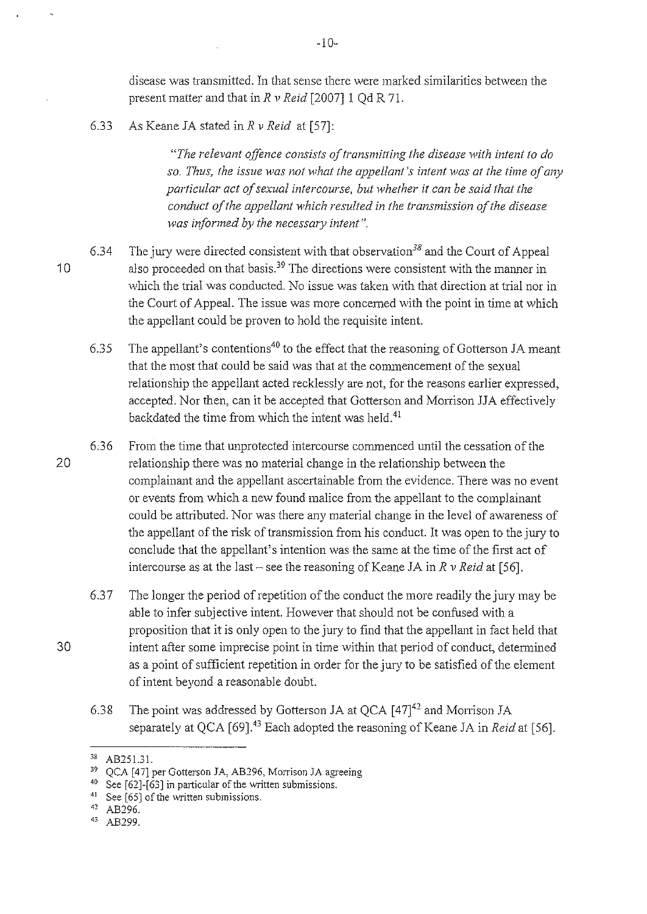disease was transmitted. In that sense there were marked similarities between the present matter and that in *R v Reid* [2007] 1 Qd R 71.

6.33 As Keane JA stated in *R v Reid* at [57]:

> *"The relevant offence consists of transmitting the disease with intent to do so. Thus, the issue was not what the appellant's intent was at the time of any particular act of sexual intercourse, but whether it can be said that the conduct of the appellant which resulted in the transmission of the disease was informed by the necessary intent".*

6.34 The jury were directed consistent with that observation[38] and the Court of Appeal also proceeded on that basis.[39] The directions were consistent with the manner in which the trial was conducted. No issue was taken with that direction at trial nor in the Court of Appeal. The issue was more concerned with the point in time at which the appellant could be proven to hold the requisite intent.

6.35 The appellant's contentions[40] to the effect that the reasoning of Gotterson JA meant that the most that could be said was that at the commencement of the sexual relationship the appellant acted recklessly are not, for the reasons earlier expressed, accepted. Nor then, can it be accepted that Gotterson and Morrison JJA effectively backdated the time from which the intent was held.[41]

6.36 From the time that unprotected intercourse commenced until the cessation of the relationship there was no material change in the relationship between the complainant and the appellant ascertainable from the evidence. There was no event or events from which a new found malice from the appellant to the complainant could be attributed. Nor was there any material change in the level of awareness of the appellant of the risk of transmission from his conduct. It was open to the jury to conclude that the appellant's intention was the same at the time of the first act of intercourse as at the last – see the reasoning of Keane JA in *R v Reid* at [56].

6.37 The longer the period of repetition of the conduct the more readily the jury may be able to infer subjective intent. However that should not be confused with a proposition that it is only open to the jury to find that the appellant in fact held that intent after some imprecise point in time within that period of conduct, determined as a point of sufficient repetition in order for the jury to be satisfied of the element of intent beyond a reasonable doubt.

6.38 The point was addressed by Gotterson JA at QCA [47][42] and Morrison JA separately at QCA [69].[43] Each adopted the reasoning of Keane JA in *Reid* at [56].

---

[38] AB251.31.

[39] QCA [47] per Gotterson JA, AB296, Morrison JA agreeing

[40] See [62]-[63] in particular of the written submissions.

[41] See [65] of the written submissions.

[42] AB296.

[43] AB299.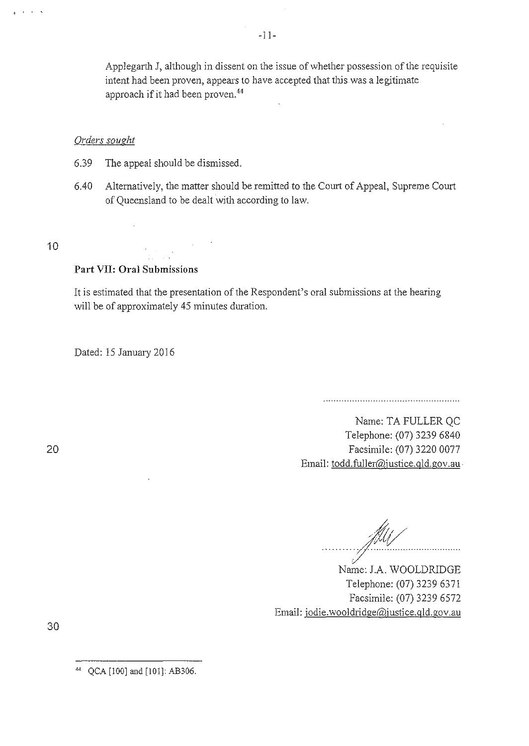Applegarth J, although in dissent on the issue of whether possession of the requisite intent had been proven, appears to have accepted that this was a legitimate approach if it had been proven.[44]

*Orders sought*

6.39 The appeal should be dismissed.

6.40 Alternatively, the matter should be remitted to the Court of Appeal, Supreme Court of Queensland to be dealt with according to law.

**Part VII: Oral Submissions**

It is estimated that the presentation of the Respondent's oral submissions at the hearing will be of approximately 45 minutes duration.

Dated: 15 January 2016

.....................................................

Name: TA FULLER QC
Telephone: (07) 3239 6840
Facsimile: (07) 3220 0077
Email: todd.fuller@justice.qld.gov.au

.....................................................

Name: J.A. WOOLDRIDGE
Telephone: (07) 3239 6371
Facsimile: (07) 3239 6572
Email: jodie.wooldridge@justice.qld.gov.au

---

[44] QCA [100] and [101]: AB306.